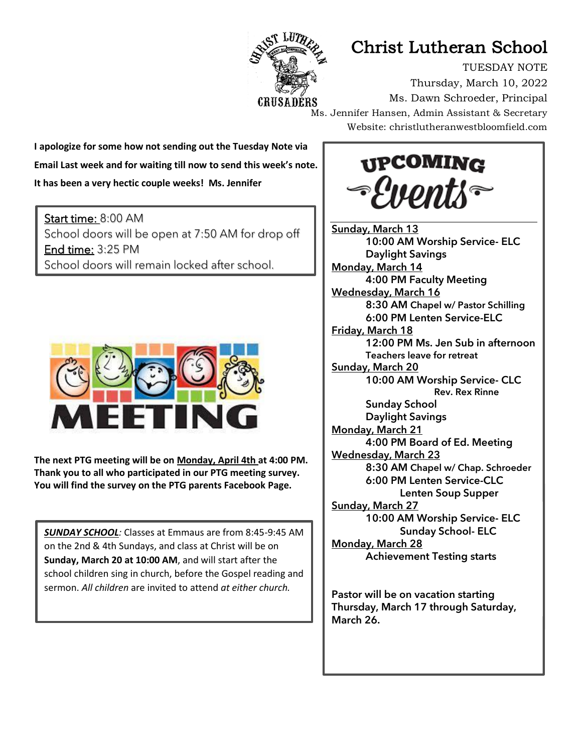# Christ Lutheran School

TUESDAY NOTE
Thursday, March 10, 2022
Ms. Dawn Schroeder, Principal
Ms. Jennifer Hansen, Admin Assistant & Secretary
Website: christlutheranwestbloomfield.com

**I apologize for some how not sending out the Tuesday Note via Email Last week and for waiting till now to send this week's note. It has been a very hectic couple weeks! Ms. Jennifer**

Start time: 8:00 AM
School doors will be open at 7:50 AM for drop off
End time: 3:25 PM
School doors will remain locked after school.

MEETING

**The next PTG meeting will be on Monday, April 4th at 4:00 PM. Thank you to all who participated in our PTG meeting survey. You will find the survey on the PTG parents Facebook Page.**

***SUNDAY SCHOOL**:* Classes at Emmaus are from 8:45-9:45 AM on the 2nd & 4th Sundays, and class at Christ will be on **Sunday, March 20 at 10:00 AM**, and will start after the school children sing in church, before the Gospel reading and sermon. *All children* are invited to attend *at either church.*

## UPCOMING Events

**Sunday, March 13**
- 10:00 AM Worship Service- ELC
- Daylight Savings

**Monday, March 14**
- 4:00 PM Faculty Meeting

**Wednesday, March 16**
- 8:30 AM Chapel w/ Pastor Schilling
- 6:00 PM Lenten Service-ELC

**Friday, March 18**
- 12:00 PM Ms. Jen Sub in afternoon
- Teachers leave for retreat

**Sunday, March 20**
- 10:00 AM Worship Service- CLC
  - Rev. Rex Rinne
- Sunday School
- Daylight Savings

**Monday, March 21**
- 4:00 PM Board of Ed. Meeting

**Wednesday, March 23**
- 8:30 AM Chapel w/ Chap. Schroeder
- 6:00 PM Lenten Service-CLC
  - Lenten Soup Supper

**Sunday, March 27**
- 10:00 AM Worship Service- ELC
  - Sunday School- ELC

**Monday, March 28**
- Achievement Testing starts

**Pastor will be on vacation starting Thursday, March 17 through Saturday, March 26.**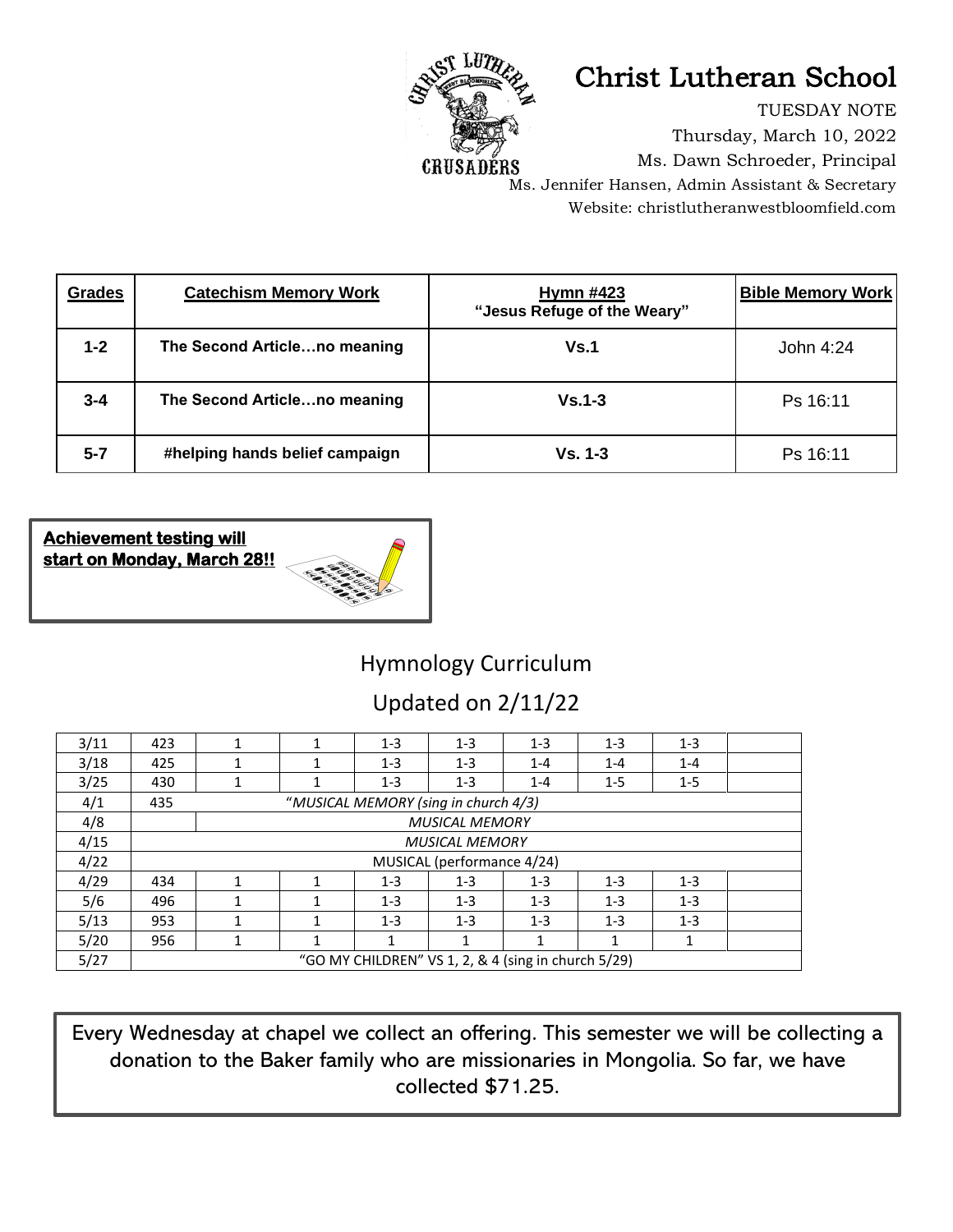# Christ Lutheran School

TUESDAY NOTE
Thursday, March 10, 2022
Ms. Dawn Schroeder, Principal
Ms. Jennifer Hansen, Admin Assistant & Secretary
Website: christlutheranwestbloomfield.com

| **Grades** | **Catechism Memory Work** | **Hymn #423 "Jesus Refuge of the Weary"** | **Bible Memory Work** |
|---|---|---|---|
| **1-2** | **The Second Article…no meaning** | **Vs.1** | John 4:24 |
| **3-4** | **The Second Article…no meaning** | **Vs.1-3** | Ps 16:11 |
| **5-7** | **#helping hands belief campaign** | **Vs. 1-3** | Ps 16:11 |

**Achievement testing will start on Monday, March 28!!**

## Hymnology Curriculum

## Updated on 2/11/22

| | | | | | | | | | |
|---|---|---|---|---|---|---|---|---|---|
| 3/11 | 423 | 1 | 1 | 1-3 | 1-3 | 1-3 | 1-3 | 1-3 | |
| 3/18 | 425 | 1 | 1 | 1-3 | 1-3 | 1-4 | 1-4 | 1-4 | |
| 3/25 | 430 | 1 | 1 | 1-3 | 1-3 | 1-4 | 1-5 | 1-5 | |
| 4/1 | 435 | *"MUSICAL MEMORY (sing in church 4/3)* | | | | | | | |
| 4/8 | | *MUSICAL MEMORY* | | | | | | | |
| 4/15 | *MUSICAL MEMORY* | | | | | | | | |
| 4/22 | MUSICAL (performance 4/24) | | | | | | | | |
| 4/29 | 434 | 1 | 1 | 1-3 | 1-3 | 1-3 | 1-3 | 1-3 | |
| 5/6 | 496 | 1 | 1 | 1-3 | 1-3 | 1-3 | 1-3 | 1-3 | |
| 5/13 | 953 | 1 | 1 | 1-3 | 1-3 | 1-3 | 1-3 | 1-3 | |
| 5/20 | 956 | 1 | 1 | 1 | 1 | 1 | 1 | 1 | |
| 5/27 | "GO MY CHILDREN" VS 1, 2, & 4 (sing in church 5/29) | | | | | | | | |

Every Wednesday at chapel we collect an offering. This semester we will be collecting a donation to the Baker family who are missionaries in Mongolia. So far, we have collected $71.25.